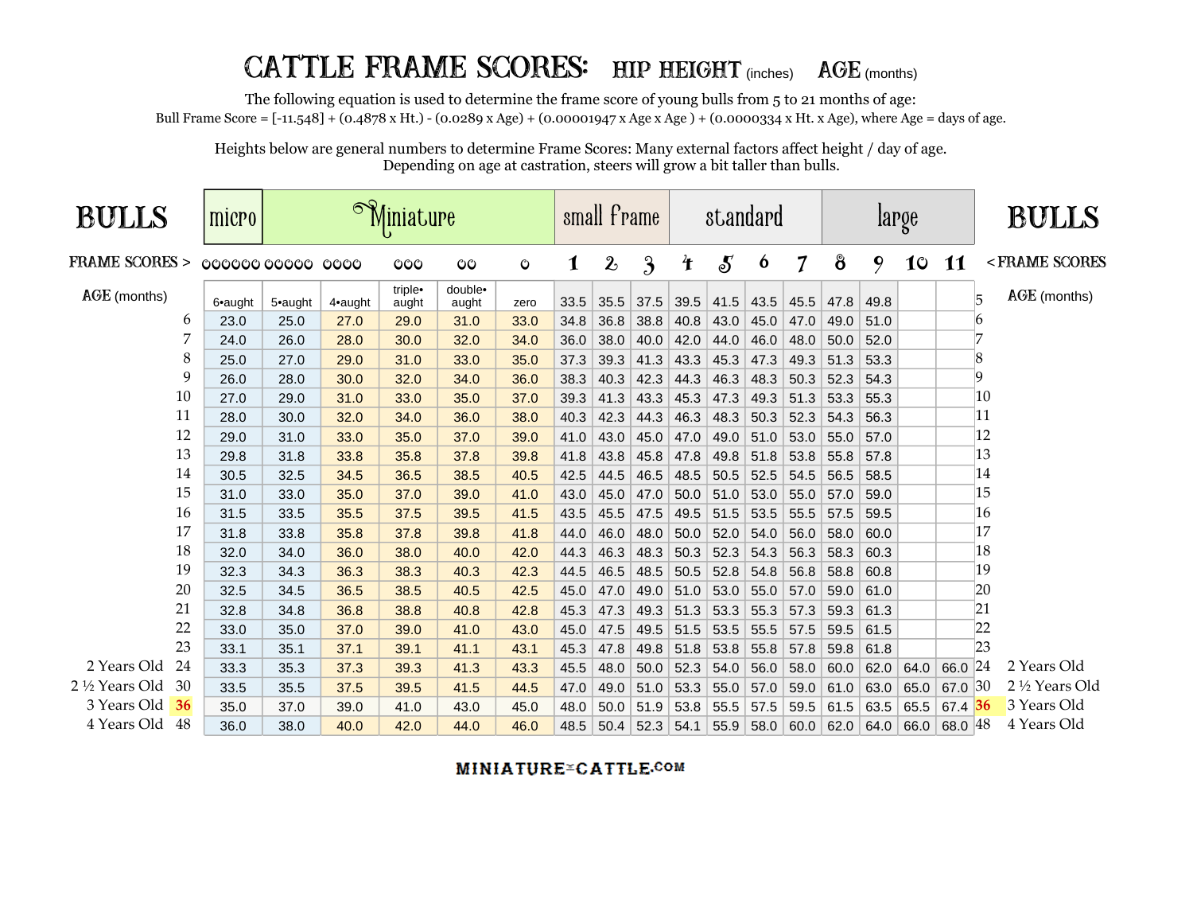# CATTLE FRAME SCORES: HIP HEIGHT (inches) AGE (months)

The following equation is used to determine the frame score of young bulls from 5 to 21 months of age:

Bull Frame Score = [-11.548] + (0.4878 x Ht.) - (0.0289 x Age) + (0.00001947 x Age x Age ) + (0.0000334 x Ht. x Age), where Age = days of age.

Heights below are general numbers to determine Frame Scores: Many external factors affect height / day of age.
Depending on age at castration, steers will grow a bit taller than bulls.

| BULLS | micro | Miniature | | | | | small frame | | | standard | | | | large | | | | BULLS |
|---|---|---|---|---|---|---|---|---|---|---|---|---|---|---|---|---|---|---|
| FRAME SCORES > | 000000 | 00000 | 0000 | 000 | 00 | 0 | 1 | 2 | 3 | 4 | 5 | 6 | 7 | 8 | 9 | 10 | 11 | < FRAME SCORES |
| AGE (months) | 6•aught | 5•aught | 4•aught | triple• aught | double• aught | zero | 33.5 | 35.5 | 37.5 | 39.5 | 41.5 | 43.5 | 45.5 | 47.8 | 49.8 | | | 5 AGE (months) |
| 6 | 23.0 | 25.0 | 27.0 | 29.0 | 31.0 | 33.0 | 34.8 | 36.8 | 38.8 | 40.8 | 43.0 | 45.0 | 47.0 | 49.0 | 51.0 | | | 6 |
| 7 | 24.0 | 26.0 | 28.0 | 30.0 | 32.0 | 34.0 | 36.0 | 38.0 | 40.0 | 42.0 | 44.0 | 46.0 | 48.0 | 50.0 | 52.0 | | | 7 |
| 8 | 25.0 | 27.0 | 29.0 | 31.0 | 33.0 | 35.0 | 37.3 | 39.3 | 41.3 | 43.3 | 45.3 | 47.3 | 49.3 | 51.3 | 53.3 | | | 8 |
| 9 | 26.0 | 28.0 | 30.0 | 32.0 | 34.0 | 36.0 | 38.3 | 40.3 | 42.3 | 44.3 | 46.3 | 48.3 | 50.3 | 52.3 | 54.3 | | | 9 |
| 10 | 27.0 | 29.0 | 31.0 | 33.0 | 35.0 | 37.0 | 39.3 | 41.3 | 43.3 | 45.3 | 47.3 | 49.3 | 51.3 | 53.3 | 55.3 | | | 10 |
| 11 | 28.0 | 30.0 | 32.0 | 34.0 | 36.0 | 38.0 | 40.3 | 42.3 | 44.3 | 46.3 | 48.3 | 50.3 | 52.3 | 54.3 | 56.3 | | | 11 |
| 12 | 29.0 | 31.0 | 33.0 | 35.0 | 37.0 | 39.0 | 41.0 | 43.0 | 45.0 | 47.0 | 49.0 | 51.0 | 53.0 | 55.0 | 57.0 | | | 12 |
| 13 | 29.8 | 31.8 | 33.8 | 35.8 | 37.8 | 39.8 | 41.8 | 43.8 | 45.8 | 47.8 | 49.8 | 51.8 | 53.8 | 55.8 | 57.8 | | | 13 |
| 14 | 30.5 | 32.5 | 34.5 | 36.5 | 38.5 | 40.5 | 42.5 | 44.5 | 46.5 | 48.5 | 50.5 | 52.5 | 54.5 | 56.5 | 58.5 | | | 14 |
| 15 | 31.0 | 33.0 | 35.0 | 37.0 | 39.0 | 41.0 | 43.0 | 45.0 | 47.0 | 50.0 | 51.0 | 53.0 | 55.0 | 57.0 | 59.0 | | | 15 |
| 16 | 31.5 | 33.5 | 35.5 | 37.5 | 39.5 | 41.5 | 43.5 | 45.5 | 47.5 | 49.5 | 51.5 | 53.5 | 55.5 | 57.5 | 59.5 | | | 16 |
| 17 | 31.8 | 33.8 | 35.8 | 37.8 | 39.8 | 41.8 | 44.0 | 46.0 | 48.0 | 50.0 | 52.0 | 54.0 | 56.0 | 58.0 | 60.0 | | | 17 |
| 18 | 32.0 | 34.0 | 36.0 | 38.0 | 40.0 | 42.0 | 44.3 | 46.3 | 48.3 | 50.3 | 52.3 | 54.3 | 56.3 | 58.3 | 60.3 | | | 18 |
| 19 | 32.3 | 34.3 | 36.3 | 38.3 | 40.3 | 42.3 | 44.5 | 46.5 | 48.5 | 50.5 | 52.8 | 54.8 | 56.8 | 58.8 | 60.8 | | | 19 |
| 20 | 32.5 | 34.5 | 36.5 | 38.5 | 40.5 | 42.5 | 45.0 | 47.0 | 49.0 | 51.0 | 53.0 | 55.0 | 57.0 | 59.0 | 61.0 | | | 20 |
| 21 | 32.8 | 34.8 | 36.8 | 38.8 | 40.8 | 42.8 | 45.3 | 47.3 | 49.3 | 51.3 | 53.3 | 55.3 | 57.3 | 59.3 | 61.3 | | | 21 |
| 22 | 33.0 | 35.0 | 37.0 | 39.0 | 41.0 | 43.0 | 45.0 | 47.5 | 49.5 | 51.5 | 53.5 | 55.5 | 57.5 | 59.5 | 61.5 | | | 22 |
| 23 | 33.1 | 35.1 | 37.1 | 39.1 | 41.1 | 43.1 | 45.3 | 47.8 | 49.8 | 51.8 | 53.8 | 55.8 | 57.8 | 59.8 | 61.8 | | | 23 |
| 2 Years Old 24 | 33.3 | 35.3 | 37.3 | 39.3 | 41.3 | 43.3 | 45.5 | 48.0 | 50.0 | 52.3 | 54.0 | 56.0 | 58.0 | 60.0 | 62.0 | 64.0 | 66.0 | 24 2 Years Old |
| 2 ½ Years Old 30 | 33.5 | 35.5 | 37.5 | 39.5 | 41.5 | 44.5 | 47.0 | 49.0 | 51.0 | 53.3 | 55.0 | 57.0 | 59.0 | 61.0 | 63.0 | 65.0 | 67.0 | 30 2 ½ Years Old |
| 3 Years Old 36 | 35.0 | 37.0 | 39.0 | 41.0 | 43.0 | 45.0 | 48.0 | 50.0 | 51.9 | 53.8 | 55.5 | 57.5 | 59.5 | 61.5 | 63.5 | 65.5 | 67.4 | 36 3 Years Old |
| 4 Years Old 48 | 36.0 | 38.0 | 40.0 | 42.0 | 44.0 | 46.0 | 48.5 | 50.4 | 52.3 | 54.1 | 55.9 | 58.0 | 60.0 | 62.0 | 64.0 | 66.0 | 68.0 | 48 4 Years Old |

MINIATURE-CATTLE.COM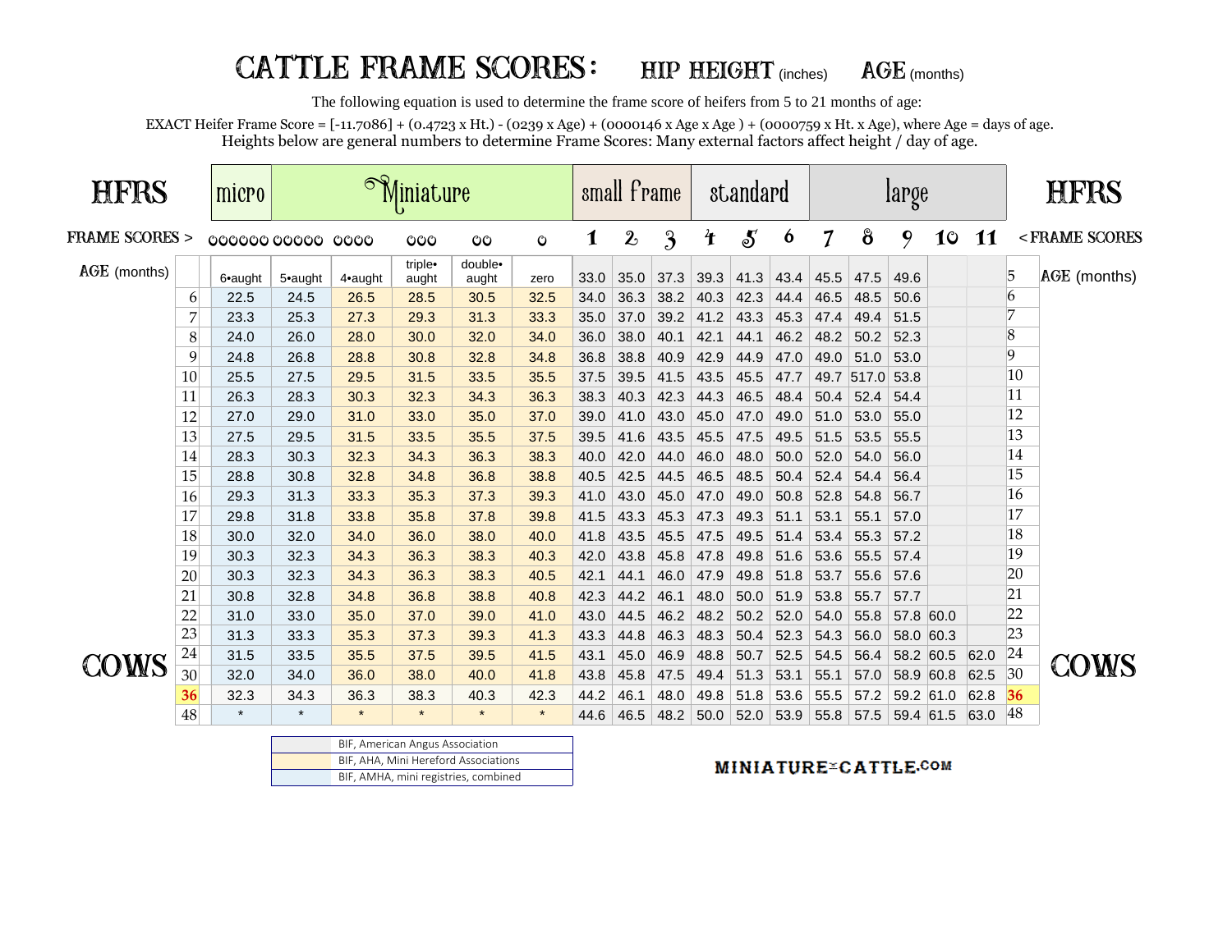# CATTLE FRAME SCORES: HIP HEIGHT (inches) AGE (months)

The following equation is used to determine the frame score of heifers from 5 to 21 months of age:

EXACT Heifer Frame Score = [-11.7086] + (0.4723 x Ht.) - (0239 x Age) + (0000146 x Age x Age ) + (0000759 x Ht. x Age), where Age = days of age.

Heights below are general numbers to determine Frame Scores: Many external factors affect height / day of age.

| HFRS | micro | Miniature | | | | | small frame | | | standard | | | large | | | | HFRS |
|---|---|---|---|---|---|---|---|---|---|---|---|---|---|---|---|---|---|
| FRAME SCORES > | 000000 | 00000 | 0000 | 000 | 00 | 0 | 1 | 2 | 3 | 4 | 5 | 6 | 7 | 8 | 9 | 10 | 11 | < FRAME SCORES |
| AGE (months) | 6•aught | 5•aught | 4•aught | triple• aught | double• aught | zero | | | | | | | | | | | | AGE (months) |
| 5 | | | | | | | 33.0 | 35.0 | 37.3 | 39.3 | 41.3 | 43.4 | 45.5 | 47.5 | 49.6 | | | 5 |
| 6 | 22.5 | 24.5 | 26.5 | 28.5 | 30.5 | 32.5 | 34.0 | 36.3 | 38.2 | 40.3 | 42.3 | 44.4 | 46.5 | 48.5 | 50.6 | | | 6 |
| 7 | 23.3 | 25.3 | 27.3 | 29.3 | 31.3 | 33.3 | 35.0 | 37.0 | 39.2 | 41.2 | 43.3 | 45.3 | 47.4 | 49.4 | 51.5 | | | 7 |
| 8 | 24.0 | 26.0 | 28.0 | 30.0 | 32.0 | 34.0 | 36.0 | 38.0 | 40.1 | 42.1 | 44.1 | 46.2 | 48.2 | 50.2 | 52.3 | | | 8 |
| 9 | 24.8 | 26.8 | 28.8 | 30.8 | 32.8 | 34.8 | 36.8 | 38.8 | 40.9 | 42.9 | 44.9 | 47.0 | 49.0 | 51.0 | 53.0 | | | 9 |
| 10 | 25.5 | 27.5 | 29.5 | 31.5 | 33.5 | 35.5 | 37.5 | 39.5 | 41.5 | 43.5 | 45.5 | 47.7 | 49.7 | 517.0 | 53.8 | | | 10 |
| 11 | 26.3 | 28.3 | 30.3 | 32.3 | 34.3 | 36.3 | 38.3 | 40.3 | 42.3 | 44.3 | 46.5 | 48.4 | 50.4 | 52.4 | 54.4 | | | 11 |
| 12 | 27.0 | 29.0 | 31.0 | 33.0 | 35.0 | 37.0 | 39.0 | 41.0 | 43.0 | 45.0 | 47.0 | 49.0 | 51.0 | 53.0 | 55.0 | | | 12 |
| 13 | 27.5 | 29.5 | 31.5 | 33.5 | 35.5 | 37.5 | 39.5 | 41.6 | 43.5 | 45.5 | 47.5 | 49.5 | 51.5 | 53.5 | 55.5 | | | 13 |
| 14 | 28.3 | 30.3 | 32.3 | 34.3 | 36.3 | 38.3 | 40.0 | 42.0 | 44.0 | 46.0 | 48.0 | 50.0 | 52.0 | 54.0 | 56.0 | | | 14 |
| 15 | 28.8 | 30.8 | 32.8 | 34.8 | 36.8 | 38.8 | 40.5 | 42.5 | 44.5 | 46.5 | 48.5 | 50.4 | 52.4 | 54.4 | 56.4 | | | 15 |
| 16 | 29.3 | 31.3 | 33.3 | 35.3 | 37.3 | 39.3 | 41.0 | 43.0 | 45.0 | 47.0 | 49.0 | 50.8 | 52.8 | 54.8 | 56.7 | | | 16 |
| 17 | 29.8 | 31.8 | 33.8 | 35.8 | 37.8 | 39.8 | 41.5 | 43.3 | 45.3 | 47.3 | 49.3 | 51.1 | 53.1 | 55.1 | 57.0 | | | 17 |
| 18 | 30.0 | 32.0 | 34.0 | 36.0 | 38.0 | 40.0 | 41.8 | 43.5 | 45.5 | 47.5 | 49.5 | 51.4 | 53.4 | 55.3 | 57.2 | | | 18 |
| 19 | 30.3 | 32.3 | 34.3 | 36.3 | 38.3 | 40.3 | 42.0 | 43.8 | 45.8 | 47.8 | 49.8 | 51.6 | 53.6 | 55.5 | 57.4 | | | 19 |
| 20 | 30.3 | 32.3 | 34.3 | 36.3 | 38.3 | 40.5 | 42.1 | 44.1 | 46.0 | 47.9 | 49.8 | 51.8 | 53.7 | 55.6 | 57.6 | | | 20 |
| 21 | 30.8 | 32.8 | 34.8 | 36.8 | 38.8 | 40.8 | 42.3 | 44.2 | 46.1 | 48.0 | 50.0 | 51.9 | 53.8 | 55.7 | 57.7 | | | 21 |
| 22 | 31.0 | 33.0 | 35.0 | 37.0 | 39.0 | 41.0 | 43.0 | 44.5 | 46.2 | 48.2 | 50.2 | 52.0 | 54.0 | 55.8 | 57.8 | 60.0 | | 22 |
| 23 | 31.3 | 33.3 | 35.3 | 37.3 | 39.3 | 41.3 | 43.3 | 44.8 | 46.3 | 48.3 | 50.4 | 52.3 | 54.3 | 56.0 | 58.0 | 60.3 | | 23 |
| COWS 24 | 31.5 | 33.5 | 35.5 | 37.5 | 39.5 | 41.5 | 43.1 | 45.0 | 46.9 | 48.8 | 50.7 | 52.5 | 54.5 | 56.4 | 58.2 | 60.5 | 62.0 | 24 COWS |
| 30 | 32.0 | 34.0 | 36.0 | 38.0 | 40.0 | 41.8 | 43.8 | 45.8 | 47.5 | 49.4 | 51.3 | 53.1 | 55.1 | 57.0 | 58.9 | 60.8 | 62.5 | 30 |
| 36 | 32.3 | 34.3 | 36.3 | 38.3 | 40.3 | 42.3 | 44.2 | 46.1 | 48.0 | 49.8 | 51.8 | 53.6 | 55.5 | 57.2 | 59.2 | 61.0 | 62.8 | 36 |
| 48 | * | * | * | * | * | * | 44.6 | 46.5 | 48.2 | 50.0 | 52.0 | 53.9 | 55.8 | 57.5 | 59.4 | 61.5 | 63.0 | 48 |

| Legend |
|---|
| BIF, American Angus Association |
| BIF, AHA, Mini Hereford Associations |
| BIF, AMHA, mini registries, combined |

MINIATURE-CATTLE.COM